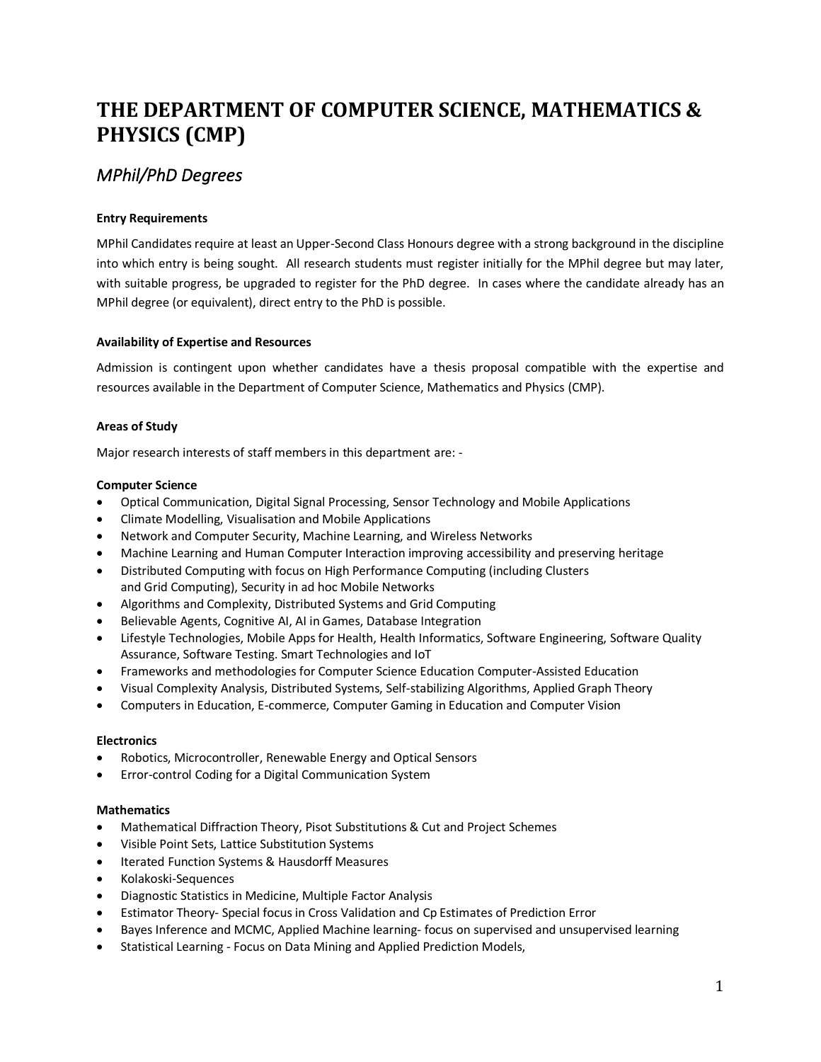# THE DEPARTMENT OF COMPUTER SCIENCE, MATHEMATICS & PHYSICS (CMP)

## *MPhil/PhD Degrees*

**Entry Requirements**

MPhil Candidates require at least an Upper-Second Class Honours degree with a strong background in the discipline into which entry is being sought. All research students must register initially for the MPhil degree but may later, with suitable progress, be upgraded to register for the PhD degree. In cases where the candidate already has an MPhil degree (or equivalent), direct entry to the PhD is possible.

**Availability of Expertise and Resources**

Admission is contingent upon whether candidates have a thesis proposal compatible with the expertise and resources available in the Department of Computer Science, Mathematics and Physics (CMP).

**Areas of Study**

Major research interests of staff members in this department are: -

**Computer Science**

- Optical Communication, Digital Signal Processing, Sensor Technology and Mobile Applications
- Climate Modelling, Visualisation and Mobile Applications
- Network and Computer Security, Machine Learning, and Wireless Networks
- Machine Learning and Human Computer Interaction improving accessibility and preserving heritage
- Distributed Computing with focus on High Performance Computing (including Clusters and Grid Computing), Security in ad hoc Mobile Networks
- Algorithms and Complexity, Distributed Systems and Grid Computing
- Believable Agents, Cognitive AI, AI in Games, Database Integration
- Lifestyle Technologies, Mobile Apps for Health, Health Informatics, Software Engineering, Software Quality Assurance, Software Testing. Smart Technologies and IoT
- Frameworks and methodologies for Computer Science Education Computer-Assisted Education
- Visual Complexity Analysis, Distributed Systems, Self-stabilizing Algorithms, Applied Graph Theory
- Computers in Education, E-commerce, Computer Gaming in Education and Computer Vision

**Electronics**

- Robotics, Microcontroller, Renewable Energy and Optical Sensors
- Error-control Coding for a Digital Communication System

**Mathematics**

- Mathematical Diffraction Theory, Pisot Substitutions & Cut and Project Schemes
- Visible Point Sets, Lattice Substitution Systems
- Iterated Function Systems & Hausdorff Measures
- Kolakoski-Sequences
- Diagnostic Statistics in Medicine, Multiple Factor Analysis
- Estimator Theory- Special focus in Cross Validation and Cp Estimates of Prediction Error
- Bayes Inference and MCMC, Applied Machine learning- focus on supervised and unsupervised learning
- Statistical Learning - Focus on Data Mining and Applied Prediction Models,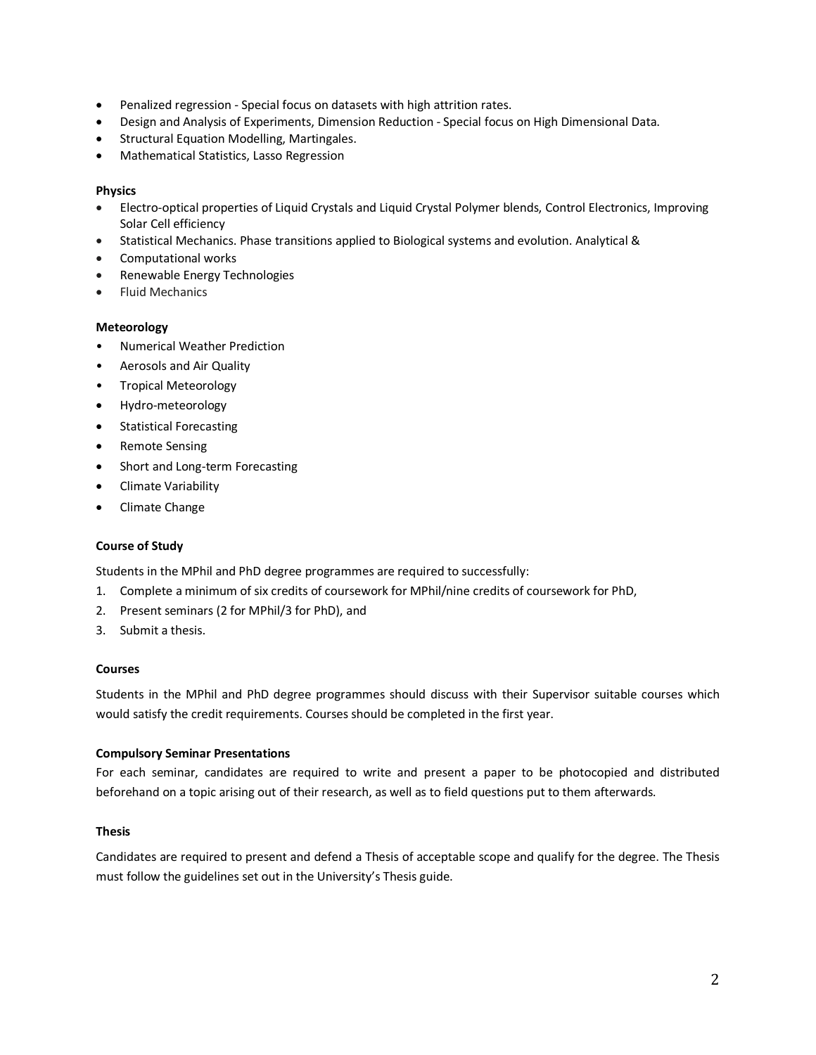- Penalized regression - Special focus on datasets with high attrition rates.
- Design and Analysis of Experiments, Dimension Reduction - Special focus on High Dimensional Data.
- Structural Equation Modelling, Martingales.
- Mathematical Statistics, Lasso Regression

**Physics**

- Electro-optical properties of Liquid Crystals and Liquid Crystal Polymer blends, Control Electronics, Improving Solar Cell efficiency
- Statistical Mechanics. Phase transitions applied to Biological systems and evolution. Analytical &
- Computational works
- Renewable Energy Technologies
- Fluid Mechanics

**Meteorology**

- Numerical Weather Prediction
- Aerosols and Air Quality
- Tropical Meteorology
- Hydro-meteorology
- Statistical Forecasting
- Remote Sensing
- Short and Long-term Forecasting
- Climate Variability
- Climate Change

**Course of Study**

Students in the MPhil and PhD degree programmes are required to successfully:

1. Complete a minimum of six credits of coursework for MPhil/nine credits of coursework for PhD,
2. Present seminars (2 for MPhil/3 for PhD), and
3. Submit a thesis.

**Courses**

Students in the MPhil and PhD degree programmes should discuss with their Supervisor suitable courses which would satisfy the credit requirements. Courses should be completed in the first year.

**Compulsory Seminar Presentations**

For each seminar, candidates are required to write and present a paper to be photocopied and distributed beforehand on a topic arising out of their research, as well as to field questions put to them afterwards.

**Thesis**

Candidates are required to present and defend a Thesis of acceptable scope and qualify for the degree. The Thesis must follow the guidelines set out in the University's Thesis guide.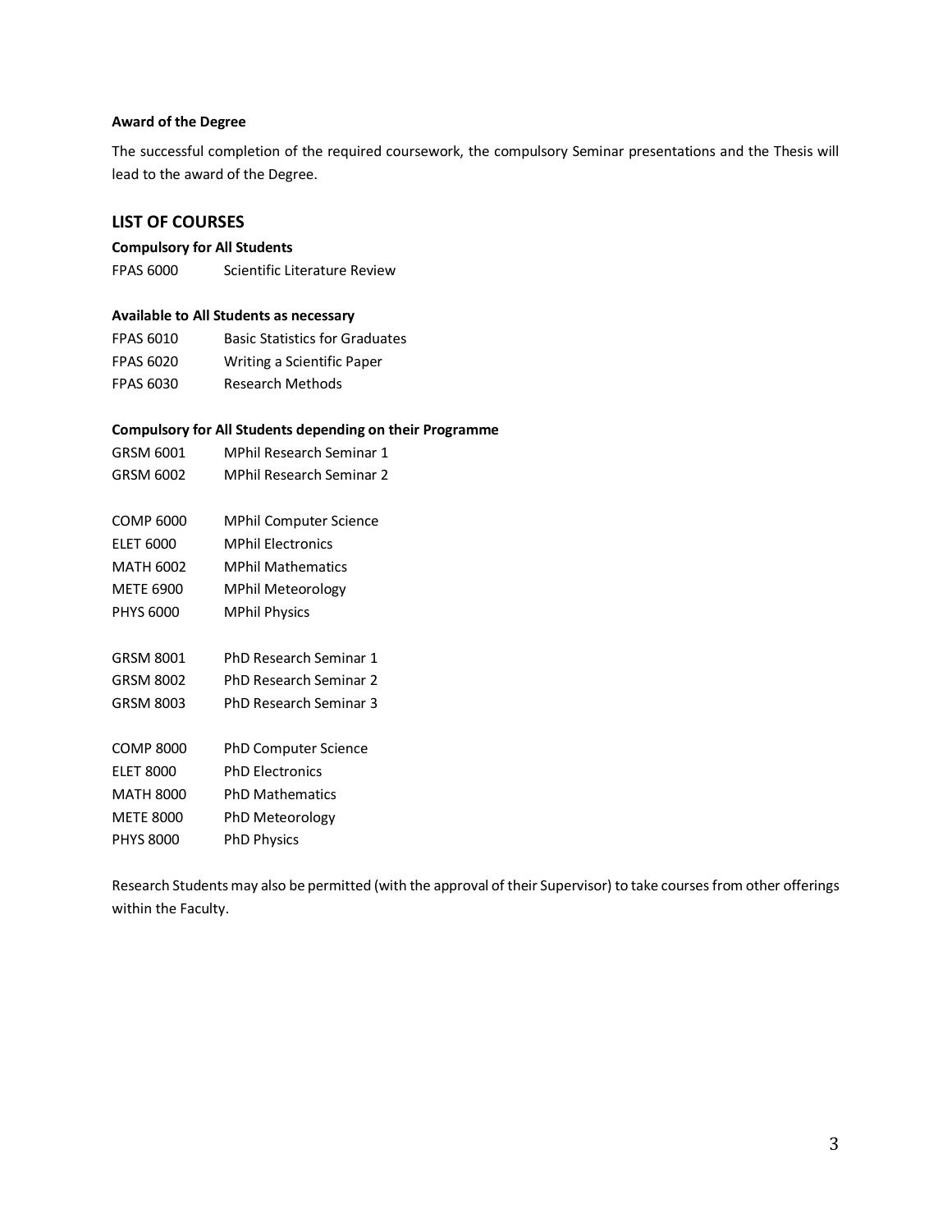**Award of the Degree**

The successful completion of the required coursework, the compulsory Seminar presentations and the Thesis will lead to the award of the Degree.

## LIST OF COURSES

**Compulsory for All Students**

| | |
|---|---|
| FPAS 6000 | Scientific Literature Review |

**Available to All Students as necessary**

| | |
|---|---|
| FPAS 6010 | Basic Statistics for Graduates |
| FPAS 6020 | Writing a Scientific Paper |
| FPAS 6030 | Research Methods |

**Compulsory for All Students depending on their Programme**

| | |
|---|---|
| GRSM 6001 | MPhil Research Seminar 1 |
| GRSM 6002 | MPhil Research Seminar 2 |

| | |
|---|---|
| COMP 6000 | MPhil Computer Science |
| ELET 6000 | MPhil Electronics |
| MATH 6002 | MPhil Mathematics |
| METE 6900 | MPhil Meteorology |
| PHYS 6000 | MPhil Physics |

| | |
|---|---|
| GRSM 8001 | PhD Research Seminar 1 |
| GRSM 8002 | PhD Research Seminar 2 |
| GRSM 8003 | PhD Research Seminar 3 |

| | |
|---|---|
| COMP 8000 | PhD Computer Science |
| ELET 8000 | PhD Electronics |
| MATH 8000 | PhD Mathematics |
| METE 8000 | PhD Meteorology |
| PHYS 8000 | PhD Physics |

Research Students may also be permitted (with the approval of their Supervisor) to take courses from other offerings within the Faculty.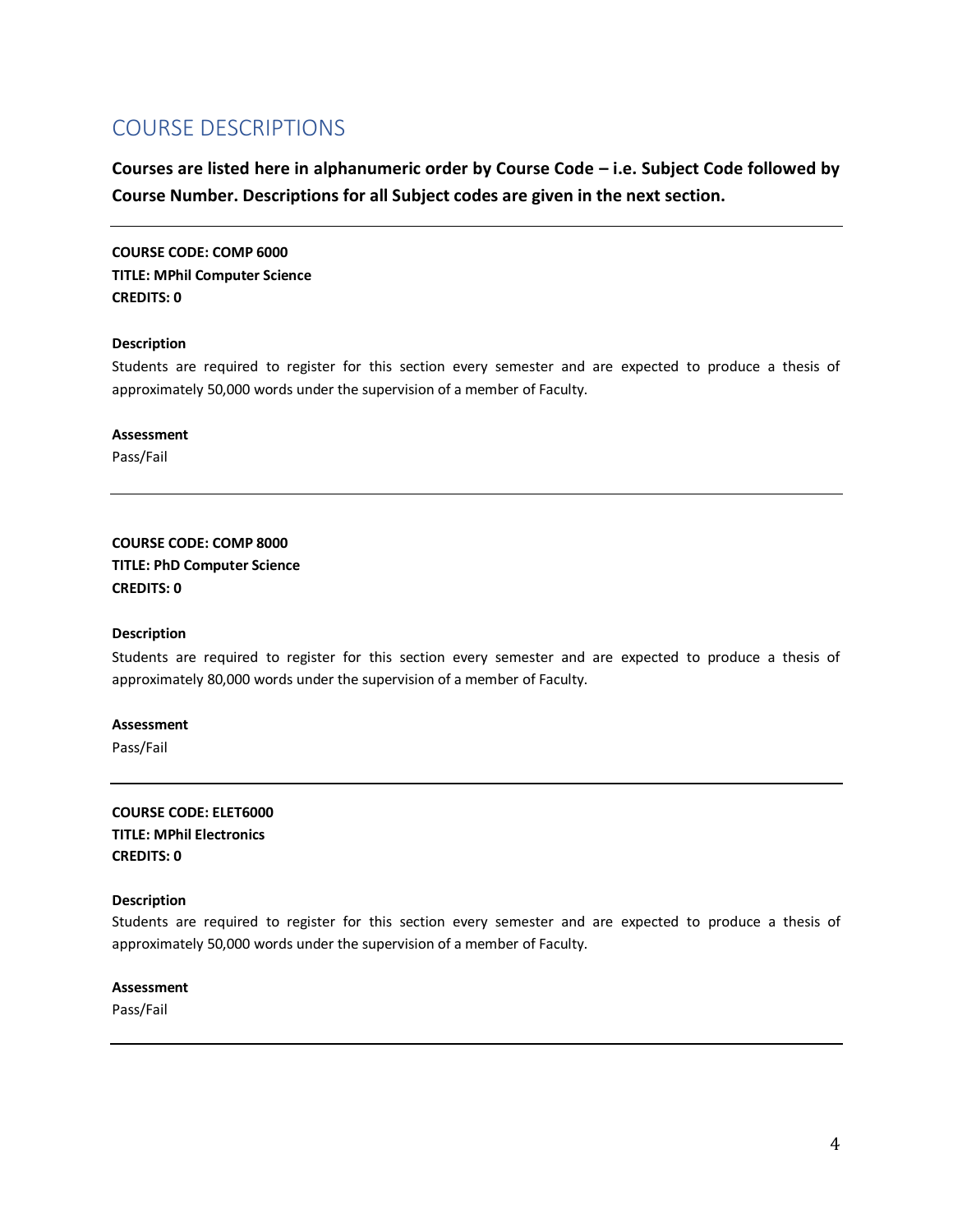# COURSE DESCRIPTIONS

**Courses are listed here in alphanumeric order by Course Code – i.e. Subject Code followed by Course Number. Descriptions for all Subject codes are given in the next section.**

---

**COURSE CODE: COMP 6000**
**TITLE: MPhil Computer Science**
**CREDITS: 0**

**Description**
Students are required to register for this section every semester and are expected to produce a thesis of approximately 50,000 words under the supervision of a member of Faculty.

**Assessment**
Pass/Fail

---

**COURSE CODE: COMP 8000**
**TITLE: PhD Computer Science**
**CREDITS: 0**

**Description**
Students are required to register for this section every semester and are expected to produce a thesis of approximately 80,000 words under the supervision of a member of Faculty.

**Assessment**
Pass/Fail

---

**COURSE CODE: ELET6000**
**TITLE: MPhil Electronics**
**CREDITS: 0**

**Description**
Students are required to register for this section every semester and are expected to produce a thesis of approximately 50,000 words under the supervision of a member of Faculty.

**Assessment**
Pass/Fail

---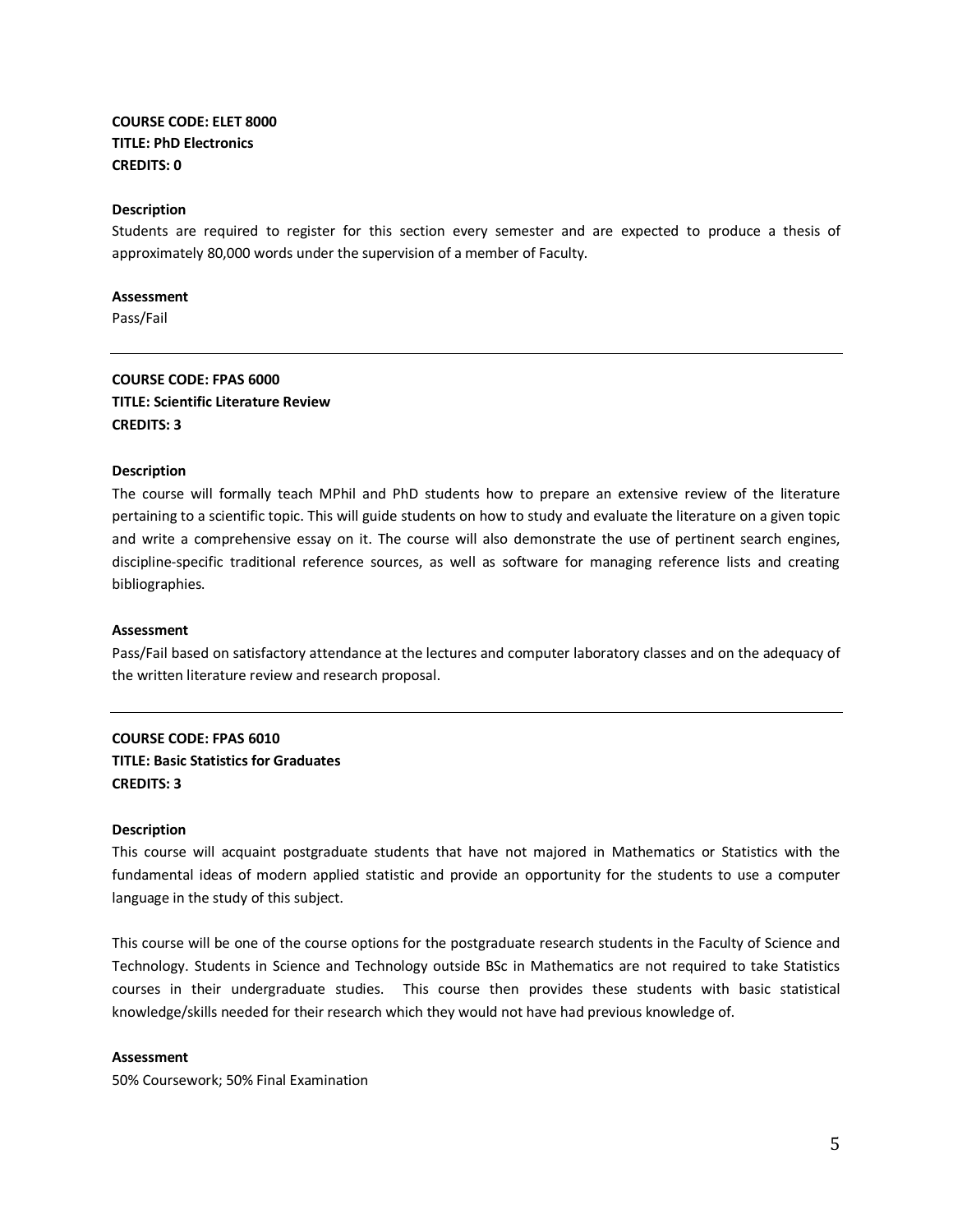**COURSE CODE: ELET 8000**
**TITLE: PhD Electronics**
**CREDITS: 0**

**Description**
Students are required to register for this section every semester and are expected to produce a thesis of approximately 80,000 words under the supervision of a member of Faculty.

**Assessment**
Pass/Fail

---

**COURSE CODE: FPAS 6000**
**TITLE: Scientific Literature Review**
**CREDITS: 3**

**Description**
The course will formally teach MPhil and PhD students how to prepare an extensive review of the literature pertaining to a scientific topic. This will guide students on how to study and evaluate the literature on a given topic and write a comprehensive essay on it. The course will also demonstrate the use of pertinent search engines, discipline-specific traditional reference sources, as well as software for managing reference lists and creating bibliographies.

**Assessment**
Pass/Fail based on satisfactory attendance at the lectures and computer laboratory classes and on the adequacy of the written literature review and research proposal.

---

**COURSE CODE: FPAS 6010**
**TITLE: Basic Statistics for Graduates**
**CREDITS: 3**

**Description**
This course will acquaint postgraduate students that have not majored in Mathematics or Statistics with the fundamental ideas of modern applied statistic and provide an opportunity for the students to use a computer language in the study of this subject.

This course will be one of the course options for the postgraduate research students in the Faculty of Science and Technology. Students in Science and Technology outside BSc in Mathematics are not required to take Statistics courses in their undergraduate studies. This course then provides these students with basic statistical knowledge/skills needed for their research which they would not have had previous knowledge of.

**Assessment**
50% Coursework; 50% Final Examination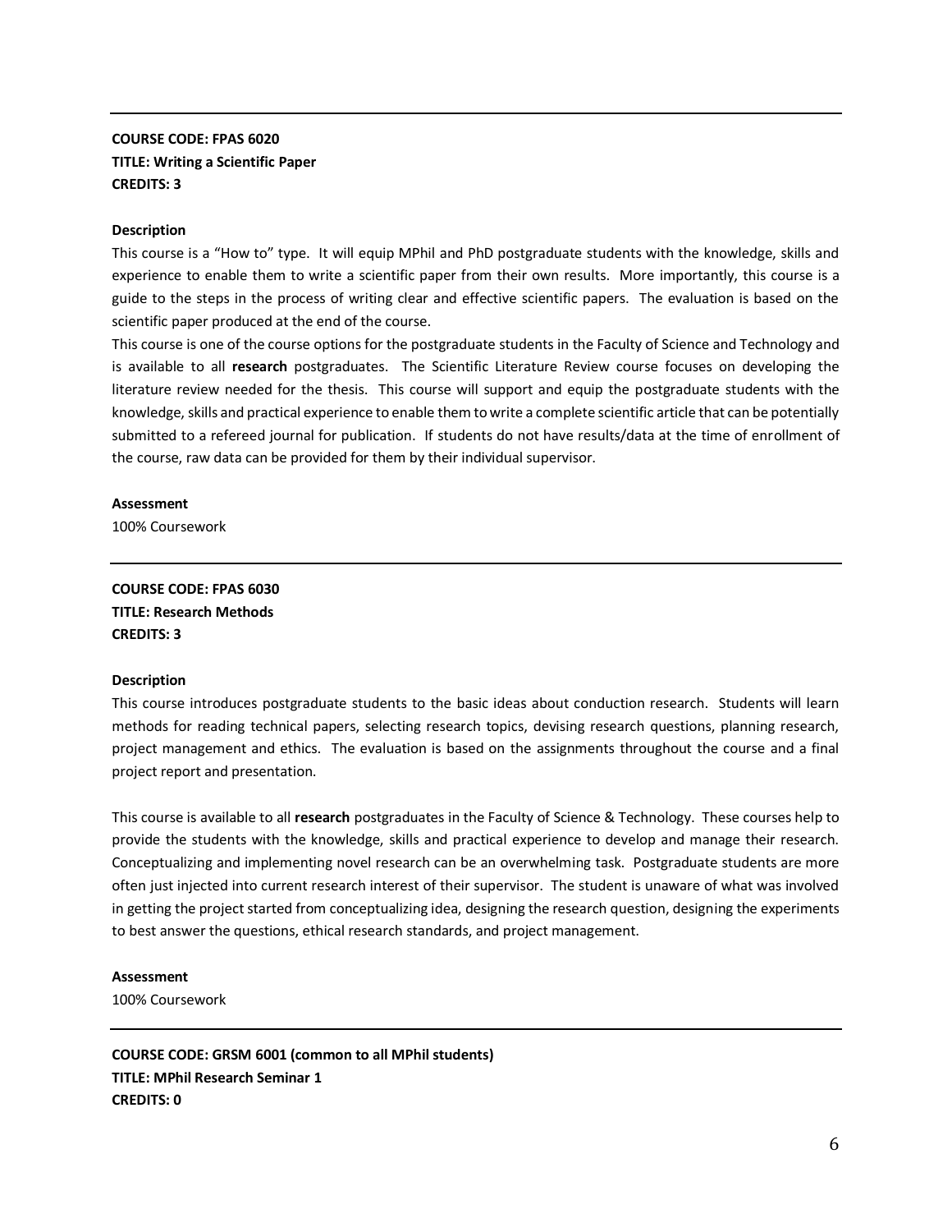---

**COURSE CODE: FPAS 6020**
**TITLE: Writing a Scientific Paper**
**CREDITS: 3**

**Description**

This course is a "How to" type. It will equip MPhil and PhD postgraduate students with the knowledge, skills and experience to enable them to write a scientific paper from their own results. More importantly, this course is a guide to the steps in the process of writing clear and effective scientific papers. The evaluation is based on the scientific paper produced at the end of the course.

This course is one of the course options for the postgraduate students in the Faculty of Science and Technology and is available to all **research** postgraduates. The Scientific Literature Review course focuses on developing the literature review needed for the thesis. This course will support and equip the postgraduate students with the knowledge, skills and practical experience to enable them to write a complete scientific article that can be potentially submitted to a refereed journal for publication. If students do not have results/data at the time of enrollment of the course, raw data can be provided for them by their individual supervisor.

**Assessment**

100% Coursework

---

**COURSE CODE: FPAS 6030**
**TITLE: Research Methods**
**CREDITS: 3**

**Description**

This course introduces postgraduate students to the basic ideas about conduction research. Students will learn methods for reading technical papers, selecting research topics, devising research questions, planning research, project management and ethics. The evaluation is based on the assignments throughout the course and a final project report and presentation.

This course is available to all **research** postgraduates in the Faculty of Science & Technology. These courses help to provide the students with the knowledge, skills and practical experience to develop and manage their research. Conceptualizing and implementing novel research can be an overwhelming task. Postgraduate students are more often just injected into current research interest of their supervisor. The student is unaware of what was involved in getting the project started from conceptualizing idea, designing the research question, designing the experiments to best answer the questions, ethical research standards, and project management.

**Assessment**

100% Coursework

---

**COURSE CODE: GRSM 6001 (common to all MPhil students)**
**TITLE: MPhil Research Seminar 1**
**CREDITS: 0**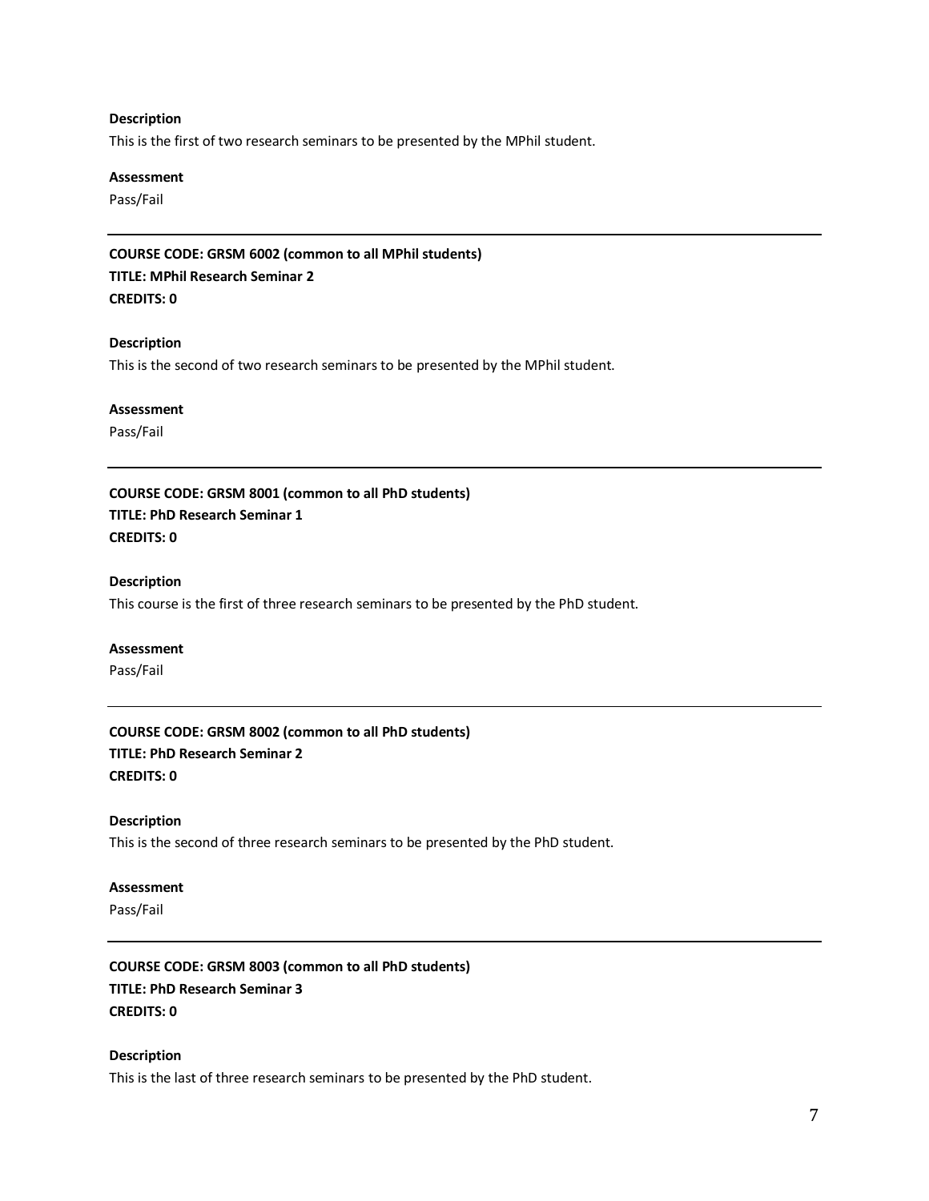**Description**

This is the first of two research seminars to be presented by the MPhil student.

**Assessment**

Pass/Fail

---

**COURSE CODE: GRSM 6002 (common to all MPhil students)**
**TITLE: MPhil Research Seminar 2**
**CREDITS: 0**

**Description**

This is the second of two research seminars to be presented by the MPhil student.

**Assessment**

Pass/Fail

---

**COURSE CODE: GRSM 8001 (common to all PhD students)**
**TITLE: PhD Research Seminar 1**
**CREDITS: 0**

**Description**

This course is the first of three research seminars to be presented by the PhD student.

**Assessment**

Pass/Fail

---

**COURSE CODE: GRSM 8002 (common to all PhD students)**
**TITLE: PhD Research Seminar 2**
**CREDITS: 0**

**Description**

This is the second of three research seminars to be presented by the PhD student.

**Assessment**

Pass/Fail

---

**COURSE CODE: GRSM 8003 (common to all PhD students)**
**TITLE: PhD Research Seminar 3**
**CREDITS: 0**

**Description**

This is the last of three research seminars to be presented by the PhD student.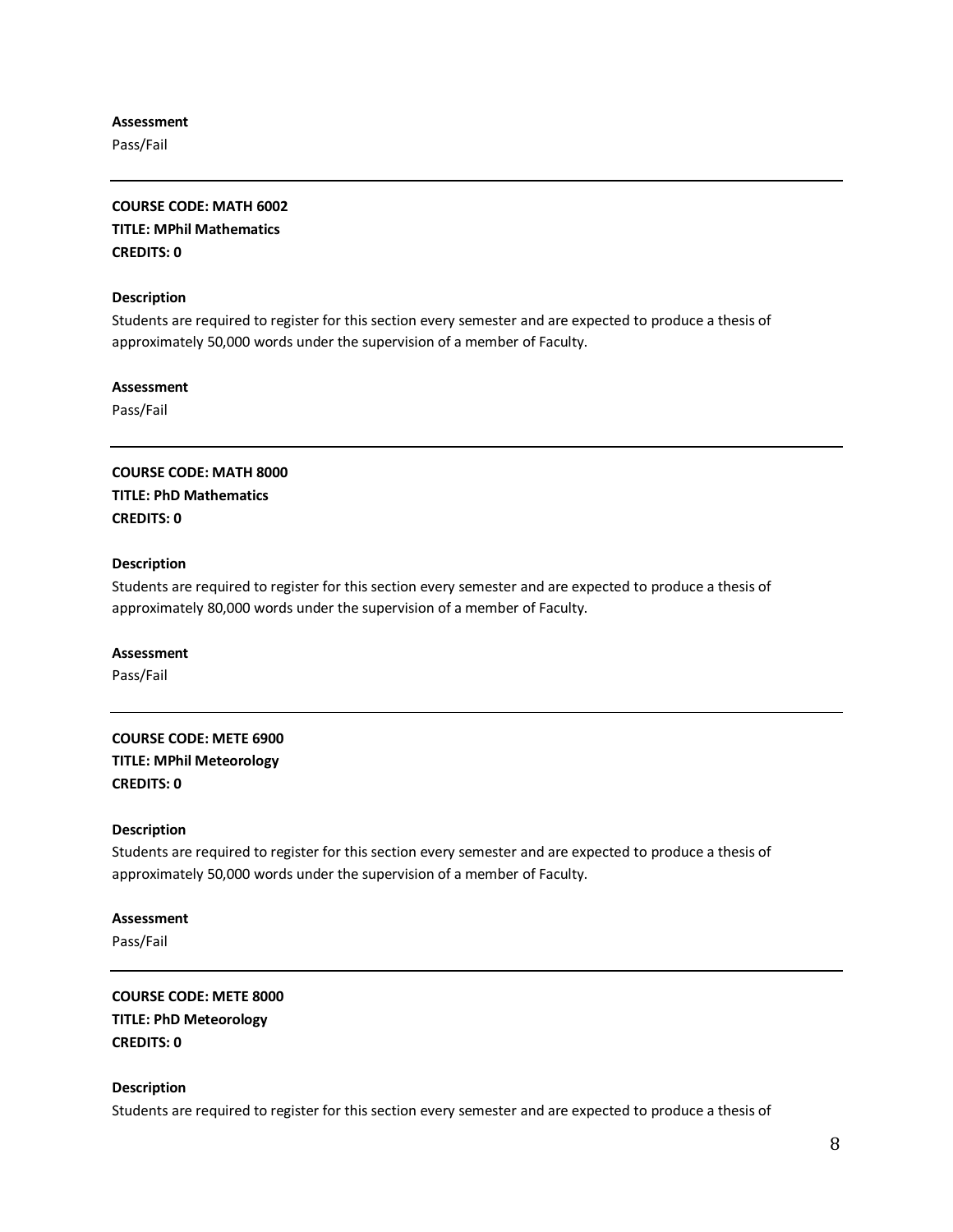**Assessment**

Pass/Fail

---

**COURSE CODE: MATH 6002**
**TITLE: MPhil Mathematics**
**CREDITS: 0**

**Description**

Students are required to register for this section every semester and are expected to produce a thesis of approximately 50,000 words under the supervision of a member of Faculty.

**Assessment**

Pass/Fail

---

**COURSE CODE: MATH 8000**
**TITLE: PhD Mathematics**
**CREDITS: 0**

**Description**

Students are required to register for this section every semester and are expected to produce a thesis of approximately 80,000 words under the supervision of a member of Faculty.

**Assessment**

Pass/Fail

---

**COURSE CODE: METE 6900**
**TITLE: MPhil Meteorology**
**CREDITS: 0**

**Description**

Students are required to register for this section every semester and are expected to produce a thesis of approximately 50,000 words under the supervision of a member of Faculty.

**Assessment**

Pass/Fail

---

**COURSE CODE: METE 8000**
**TITLE: PhD Meteorology**
**CREDITS: 0**

**Description**

Students are required to register for this section every semester and are expected to produce a thesis of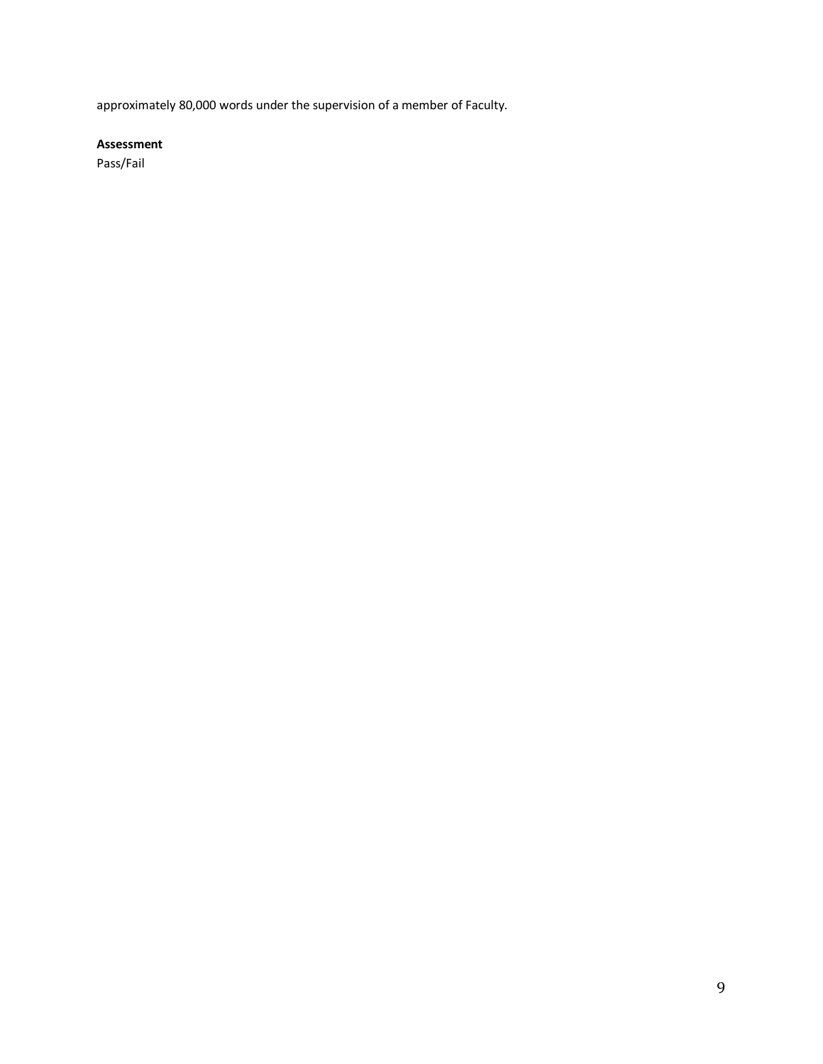approximately 80,000 words under the supervision of a member of Faculty.

**Assessment**

Pass/Fail